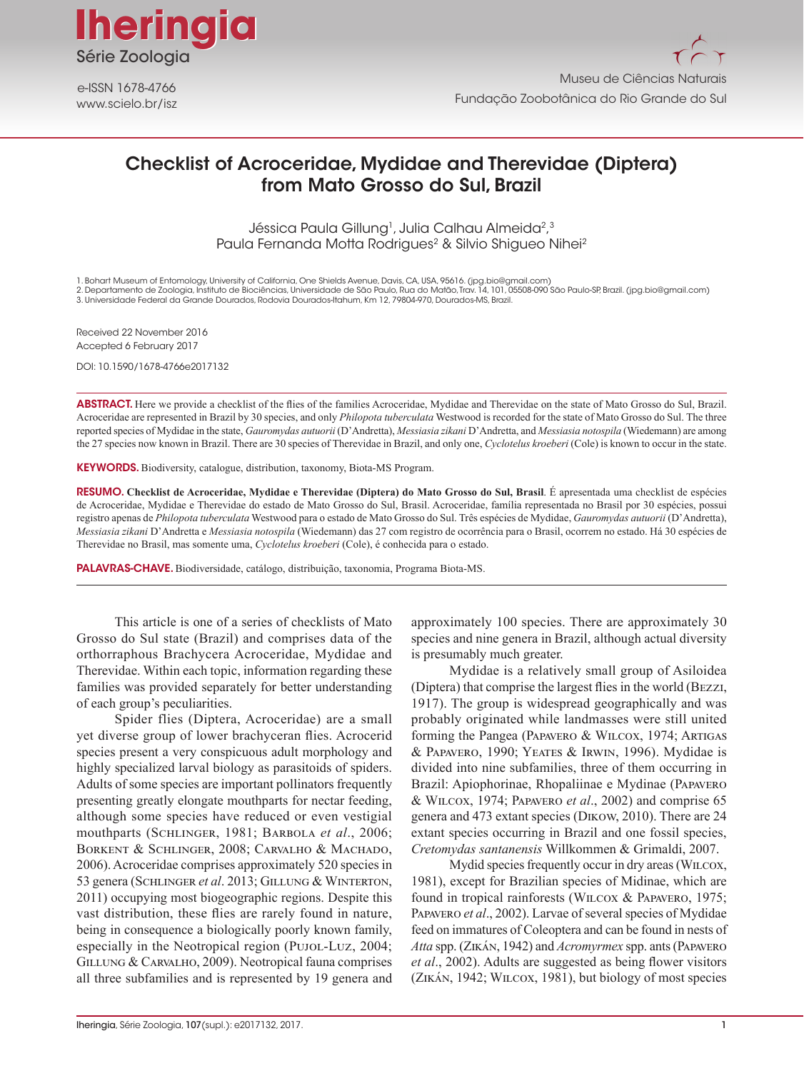Iheringia
Série Zoologia

e-ISSN 1678-4766
www.scielo.br/isz

Museu de Ciências Naturais
Fundação Zoobotânica do Rio Grande do Sul

# Checklist of Acroceridae, Mydidae and Therevidae (Diptera) from Mato Grosso do Sul, Brazil

Jéssica Paula Gillung[1], Julia Calhau Almeida[2,3]
Paula Fernanda Motta Rodrigues[2] & Silvio Shigueo Nihei[2]

1. Bohart Museum of Entomology, University of California, One Shields Avenue, Davis, CA, USA, 95616. (jpg.bio@gmail.com)
2. Departamento de Zoologia, Instituto de Biociências, Universidade de São Paulo, Rua do Matão,Trav. 14, 101, 05508-090 São Paulo-SP, Brazil. (jpg.bio@gmail.com)
3. Universidade Federal da Grande Dourados, Rodovia Dourados-Itahum, Km 12, 79804-970, Dourados-MS, Brazil.

Received 22 November 2016
Accepted 6 February 2017

DOI: 10.1590/1678-4766e2017132

**ABSTRACT.** Here we provide a checklist of the flies of the families Acroceridae, Mydidae and Therevidae on the state of Mato Grosso do Sul, Brazil. Acroceridae are represented in Brazil by 30 species, and only *Philopota tuberculata* Westwood is recorded for the state of Mato Grosso do Sul. The three reported species of Mydidae in the state, *Gauromydas autuorii* (D'Andretta), *Messiasia zikani* D'Andretta, and *Messiasia notospila* (Wiedemann) are among the 27 species now known in Brazil. There are 30 species of Therevidae in Brazil, and only one, *Cyclotelus kroeberi* (Cole) is known to occur in the state.

**KEYWORDS.** Biodiversity, catalogue, distribution, taxonomy, Biota-MS Program.

**RESUMO.** **Checklist de Acroceridae, Mydidae e Therevidae (Diptera) do Mato Grosso do Sul, Brasil**. É apresentada uma checklist de espécies de Acroceridae, Mydidae e Therevidae do estado de Mato Grosso do Sul, Brasil. Acroceridae, família representada no Brasil por 30 espécies, possui registro apenas de *Philopota tuberculata* Westwood para o estado de Mato Grosso do Sul. Três espécies de Mydidae, *Gauromydas autuorii* (D'Andretta), *Messiasia zikani* D'Andretta e *Messiasia notospila* (Wiedemann) das 27 com registro de ocorrência para o Brasil, ocorrem no estado. Há 30 espécies de Therevidae no Brasil, mas somente uma, *Cyclotelus kroeberi* (Cole), é conhecida para o estado.

**PALAVRAS-CHAVE.** Biodiversidade, catálogo, distribuição, taxonomia, Programa Biota-MS.

This article is one of a series of checklists of Mato Grosso do Sul state (Brazil) and comprises data of the orthorraphous Brachycera Acroceridae, Mydidae and Therevidae. Within each topic, information regarding these families was provided separately for better understanding of each group's peculiarities.

Spider flies (Diptera, Acroceridae) are a small yet diverse group of lower brachyceran flies. Acrocerid species present a very conspicuous adult morphology and highly specialized larval biology as parasitoids of spiders. Adults of some species are important pollinators frequently presenting greatly elongate mouthparts for nectar feeding, although some species have reduced or even vestigial mouthparts (Schlinger, 1981; Barbola *et al*., 2006; Borkent & Schlinger, 2008; Carvalho & Machado, 2006). Acroceridae comprises approximately 520 species in 53 genera (Schlinger *et al*. 2013; Gillung & Winterton, 2011) occupying most biogeographic regions. Despite this vast distribution, these flies are rarely found in nature, being in consequence a biologically poorly known family, especially in the Neotropical region (Pujol-Luz, 2004; Gillung & Carvalho, 2009). Neotropical fauna comprises all three subfamilies and is represented by 19 genera and approximately 100 species. There are approximately 30 species and nine genera in Brazil, although actual diversity is presumably much greater.

Mydidae is a relatively small group of Asiloidea (Diptera) that comprise the largest flies in the world (Bezzi, 1917). The group is widespread geographically and was probably originated while landmasses were still united forming the Pangea (Papavero & Wilcox, 1974; Artigas & Papavero, 1990; Yeates & Irwin, 1996). Mydidae is divided into nine subfamilies, three of them occurring in Brazil: Apiophorinae, Rhopaliinae e Mydinae (Papavero & Wilcox, 1974; Papavero *et al*., 2002) and comprise 65 genera and 473 extant species (Dikow, 2010). There are 24 extant species occurring in Brazil and one fossil species, *Cretomydas santanensis* Willkommen & Grimaldi, 2007.

Mydid species frequently occur in dry areas (Wilcox, 1981), except for Brazilian species of Midinae, which are found in tropical rainforests (Wilcox & Papavero, 1975; Papavero *et al*., 2002). Larvae of several species of Mydidae feed on immatures of Coleoptera and can be found in nests of *Atta* spp. (Zikán, 1942) and *Acromyrmex* spp. ants (Papavero *et al*., 2002). Adults are suggested as being flower visitors (Zikán, 1942; Wilcox, 1981), but biology of most species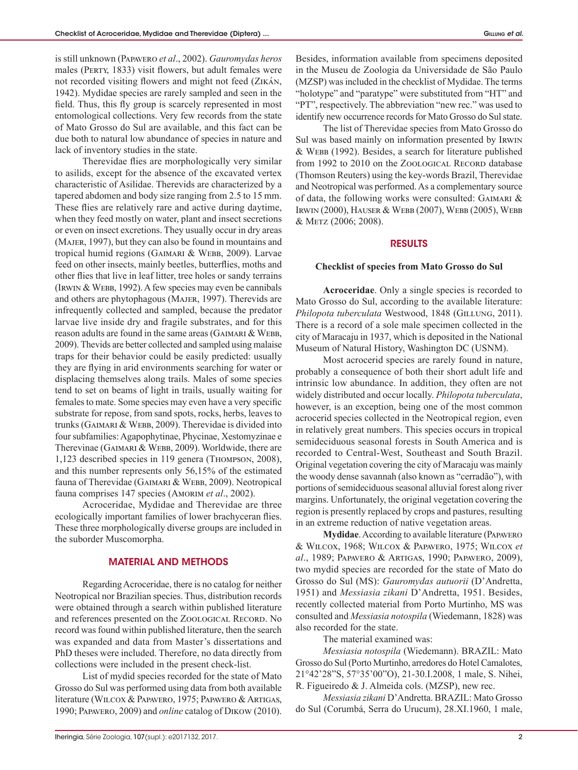is still unknown (Papavero *et al*., 2002). *Gauromydas heros* males (Perty, 1833) visit flowers, but adult females were not recorded visiting flowers and might not feed (Zikán, 1942). Mydidae species are rarely sampled and seen in the field. Thus, this fly group is scarcely represented in most entomological collections. Very few records from the state of Mato Grosso do Sul are available, and this fact can be due both to natural low abundance of species in nature and lack of inventory studies in the state.

Therevidae flies are morphologically very similar to asilids, except for the absence of the excavated vertex characteristic of Asilidae. Therevids are characterized by a tapered abdomen and body size ranging from 2.5 to 15 mm. These flies are relatively rare and active during daytime, when they feed mostly on water, plant and insect secretions or even on insect excretions. They usually occur in dry areas (Majer, 1997), but they can also be found in mountains and tropical humid regions (Gaimari & Webb, 2009). Larvae feed on other insects, mainly beetles, butterflies, moths and other flies that live in leaf litter, tree holes or sandy terrains (Irwin & Webb, 1992). A few species may even be cannibals and others are phytophagous (Majer, 1997). Therevids are infrequently collected and sampled, because the predator larvae live inside dry and fragile substrates, and for this reason adults are found in the same areas (Gaimari & Webb, 2009). Thevids are better collected and sampled using malaise traps for their behavior could be easily predicted: usually they are flying in arid environments searching for water or displacing themselves along trails. Males of some species tend to set on beams of light in trails, usually waiting for females to mate. Some species may even have a very specific substrate for repose, from sand spots, rocks, herbs, leaves to trunks (Gaimari & Webb, 2009). Therevidae is divided into four subfamilies: Agapophytinae, Phycinae, Xestomyzinae e Therevinae (Gaimari & Webb, 2009). Worldwide, there are 1,123 described species in 119 genera (Thompson, 2008), and this number represents only 56,15% of the estimated fauna of Therevidae (Gaimari & Webb, 2009). Neotropical fauna comprises 147 species (Amorim *et al*., 2002).

Acroceridae, Mydidae and Therevidae are three ecologically important families of lower brachyceran flies. These three morphologically diverse groups are included in the suborder Muscomorpha.

## MATERIAL AND METHODS

Regarding Acroceridae, there is no catalog for neither Neotropical nor Brazilian species. Thus, distribution records were obtained through a search within published literature and references presented on the Zoological Record. No record was found within published literature, then the search was expanded and data from Master's dissertations and PhD theses were included. Therefore, no data directly from collections were included in the present check-list.

List of mydid species recorded for the state of Mato Grosso do Sul was performed using data from both available literature (Wilcox & Papavero, 1975; Papavero & Artigas, 1990; Papavero, 2009) and *online* catalog of Dikow (2010). Besides, information available from specimens deposited in the Museu de Zoologia da Universidade de São Paulo (MZSP) was included in the checklist of Mydidae. The terms "holotype" and "paratype" were substituted from "HT" and "PT", respectively. The abbreviation "new rec." was used to identify new occurrence records for Mato Grosso do Sul state.

The list of Therevidae species from Mato Grosso do Sul was based mainly on information presented by Irwin & Webb (1992). Besides, a search for literature published from 1992 to 2010 on the Zoological Record database (Thomson Reuters) using the key-words Brazil, Therevidae and Neotropical was performed. As a complementary source of data, the following works were consulted: Gaimari & Irwin (2000), Hauser & Webb (2007), Webb (2005), Webb & Metz (2006; 2008).

## RESULTS

### Checklist of species from Mato Grosso do Sul

**Acroceridae**. Only a single species is recorded to Mato Grosso do Sul, according to the available literature: *Philopota tuberculata* Westwood, 1848 (Gillung, 2011). There is a record of a sole male specimen collected in the city of Maracaju in 1937, which is deposited in the National Museum of Natural History, Washington DC (USNM).

Most acrocerid species are rarely found in nature, probably a consequence of both their short adult life and intrinsic low abundance. In addition, they often are not widely distributed and occur locally. *Philopota tuberculata*, however, is an exception, being one of the most common acrocerid species collected in the Neotropical region, even in relatively great numbers. This species occurs in tropical semideciduous seasonal forests in South America and is recorded to Central-West, Southeast and South Brazil. Original vegetation covering the city of Maracaju was mainly the woody dense savannah (also known as "cerradão"), with portions of semideciduous seasonal alluvial forest along river margins. Unfortunately, the original vegetation covering the region is presently replaced by crops and pastures, resulting in an extreme reduction of native vegetation areas.

**Mydidae**. According to available literature (Papavero & Wilcox, 1968; Wilcox & Papavero, 1975; Wilcox *et al*., 1989; Papavero & Artigas, 1990; Papavero, 2009), two mydid species are recorded for the state of Mato do Grosso do Sul (MS): *Gauromydas autuorii* (D'Andretta, 1951) and *Messiasia zikani* D'Andretta, 1951. Besides, recently collected material from Porto Murtinho, MS was consulted and *Messiasia notospila* (Wiedemann, 1828) was also recorded for the state.

The material examined was:

*Messiasia notospila* (Wiedemann). BRAZIL: Mato Grosso do Sul (Porto Murtinho, arredores do Hotel Camalotes, 21°42'28"S, 57°35'00"O), 21-30.I.2008, 1 male, S. Nihei, R. Figueiredo & J. Almeida cols. (MZSP), new rec.

*Messiasia zikani* D'Andretta. BRAZIL: Mato Grosso do Sul (Corumbá, Serra do Urucum), 28.XI.1960, 1 male,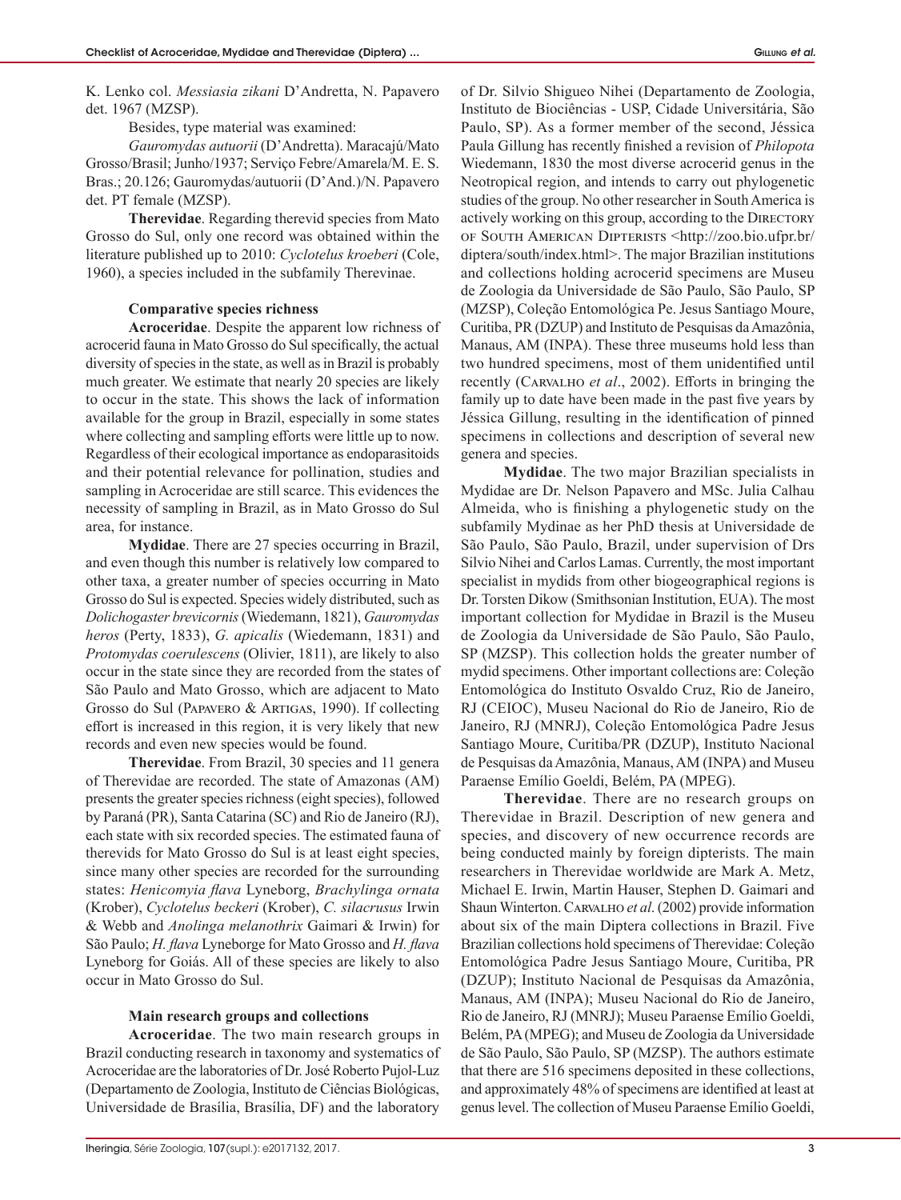K. Lenko col. *Messiasia zikani* D'Andretta, N. Papavero det. 1967 (MZSP).

Besides, type material was examined:

*Gauromydas autuorii* (D'Andretta). Maracajú/Mato Grosso/Brasil; Junho/1937; Serviço Febre/Amarela/M. E. S. Bras.; 20.126; Gauromydas/autuorii (D'And.)/N. Papavero det. PT female (MZSP).

**Therevidae**. Regarding therevid species from Mato Grosso do Sul, only one record was obtained within the literature published up to 2010: *Cyclotelus kroeberi* (Cole, 1960), a species included in the subfamily Therevinae.

### Comparative species richness

**Acroceridae**. Despite the apparent low richness of acrocerid fauna in Mato Grosso do Sul specifically, the actual diversity of species in the state, as well as in Brazil is probably much greater. We estimate that nearly 20 species are likely to occur in the state. This shows the lack of information available for the group in Brazil, especially in some states where collecting and sampling efforts were little up to now. Regardless of their ecological importance as endoparasitoids and their potential relevance for pollination, studies and sampling in Acroceridae are still scarce. This evidences the necessity of sampling in Brazil, as in Mato Grosso do Sul area, for instance.

**Mydidae**. There are 27 species occurring in Brazil, and even though this number is relatively low compared to other taxa, a greater number of species occurring in Mato Grosso do Sul is expected. Species widely distributed, such as *Dolichogaster brevicornis* (Wiedemann, 1821), *Gauromydas heros* (Perty, 1833), *G. apicalis* (Wiedemann, 1831) and *Protomydas coerulescens* (Olivier, 1811), are likely to also occur in the state since they are recorded from the states of São Paulo and Mato Grosso, which are adjacent to Mato Grosso do Sul (Papavero & Artigas, 1990). If collecting effort is increased in this region, it is very likely that new records and even new species would be found.

**Therevidae**. From Brazil, 30 species and 11 genera of Therevidae are recorded. The state of Amazonas (AM) presents the greater species richness (eight species), followed by Paraná (PR), Santa Catarina (SC) and Rio de Janeiro (RJ), each state with six recorded species. The estimated fauna of therevids for Mato Grosso do Sul is at least eight species, since many other species are recorded for the surrounding states: *Henicomyia flava* Lyneborg, *Brachylinga ornata* (Krober), *Cyclotelus beckeri* (Krober), *C. silacrusus* Irwin & Webb and *Anolinga melanothrix* Gaimari & Irwin) for São Paulo; *H. flava* Lyneborge for Mato Grosso and *H. flava* Lyneborg for Goiás. All of these species are likely to also occur in Mato Grosso do Sul.

### Main research groups and collections

**Acroceridae**. The two main research groups in Brazil conducting research in taxonomy and systematics of Acroceridae are the laboratories of Dr. José Roberto Pujol-Luz (Departamento de Zoologia, Instituto de Ciências Biológicas, Universidade de Brasília, Brasília, DF) and the laboratory of Dr. Silvio Shigueo Nihei (Departamento de Zoologia, Instituto de Biociências - USP, Cidade Universitária, São Paulo, SP). As a former member of the second, Jéssica Paula Gillung has recently finished a revision of *Philopota* Wiedemann, 1830 the most diverse acrocerid genus in the Neotropical region, and intends to carry out phylogenetic studies of the group. No other researcher in South America is actively working on this group, according to the Directory of South American Dipterists <http://zoo.bio.ufpr.br/diptera/south/index.html>. The major Brazilian institutions and collections holding acrocerid specimens are Museu de Zoologia da Universidade de São Paulo, São Paulo, SP (MZSP), Coleção Entomológica Pe. Jesus Santiago Moure, Curitiba, PR (DZUP) and Instituto de Pesquisas da Amazônia, Manaus, AM (INPA). These three museums hold less than two hundred specimens, most of them unidentified until recently (Carvalho *et al*., 2002). Efforts in bringing the family up to date have been made in the past five years by Jéssica Gillung, resulting in the identification of pinned specimens in collections and description of several new genera and species.

**Mydidae**. The two major Brazilian specialists in Mydidae are Dr. Nelson Papavero and MSc. Julia Calhau Almeida, who is finishing a phylogenetic study on the subfamily Mydinae as her PhD thesis at Universidade de São Paulo, São Paulo, Brazil, under supervision of Drs Silvio Nihei and Carlos Lamas. Currently, the most important specialist in mydids from other biogeographical regions is Dr. Torsten Dikow (Smithsonian Institution, EUA). The most important collection for Mydidae in Brazil is the Museu de Zoologia da Universidade de São Paulo, São Paulo, SP (MZSP). This collection holds the greater number of mydid specimens. Other important collections are: Coleção Entomológica do Instituto Osvaldo Cruz, Rio de Janeiro, RJ (CEIOC), Museu Nacional do Rio de Janeiro, Rio de Janeiro, RJ (MNRJ), Coleção Entomológica Padre Jesus Santiago Moure, Curitiba/PR (DZUP), Instituto Nacional de Pesquisas da Amazônia, Manaus, AM (INPA) and Museu Paraense Emílio Goeldi, Belém, PA (MPEG).

**Therevidae**. There are no research groups on Therevidae in Brazil. Description of new genera and species, and discovery of new occurrence records are being conducted mainly by foreign dipterists. The main researchers in Therevidae worldwide are Mark A. Metz, Michael E. Irwin, Martin Hauser, Stephen D. Gaimari and Shaun Winterton. Carvalho *et al*. (2002) provide information about six of the main Diptera collections in Brazil. Five Brazilian collections hold specimens of Therevidae: Coleção Entomológica Padre Jesus Santiago Moure, Curitiba, PR (DZUP); Instituto Nacional de Pesquisas da Amazônia, Manaus, AM (INPA); Museu Nacional do Rio de Janeiro, Rio de Janeiro, RJ (MNRJ); Museu Paraense Emílio Goeldi, Belém, PA (MPEG); and Museu de Zoologia da Universidade de São Paulo, São Paulo, SP (MZSP). The authors estimate that there are 516 specimens deposited in these collections, and approximately 48% of specimens are identified at least at genus level. The collection of Museu Paraense Emílio Goeldi,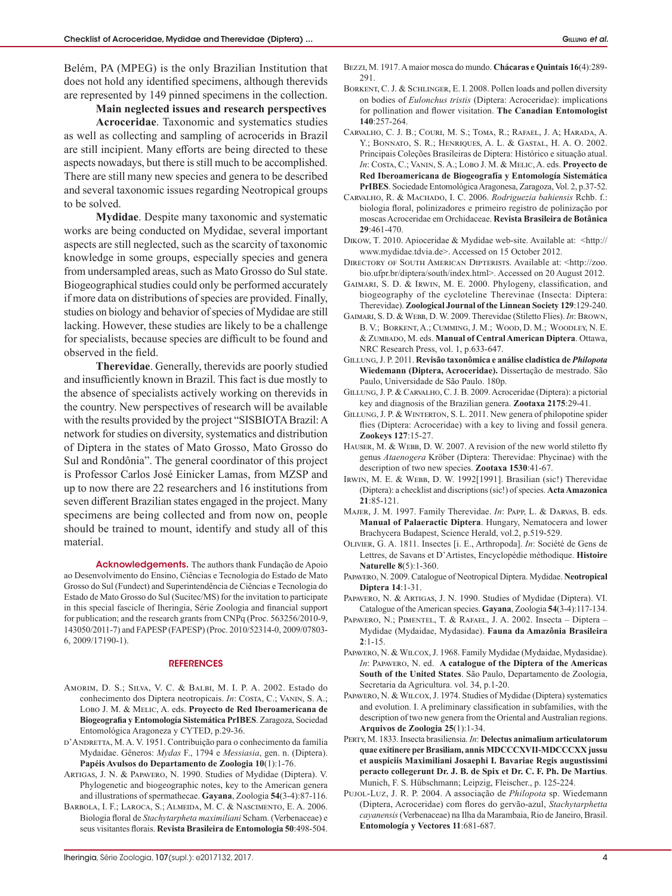Belém, PA (MPEG) is the only Brazilian Institution that does not hold any identified specimens, although therevids are represented by 149 pinned specimens in the collection.

## Main neglected issues and research perspectives

**Acroceridae**. Taxonomic and systematics studies as well as collecting and sampling of acrocerids in Brazil are still incipient. Many efforts are being directed to these aspects nowadays, but there is still much to be accomplished. There are still many new species and genera to be described and several taxonomic issues regarding Neotropical groups to be solved.

**Mydidae**. Despite many taxonomic and systematic works are being conducted on Mydidae, several important aspects are still neglected, such as the scarcity of taxonomic knowledge in some groups, especially species and genera from undersampled areas, such as Mato Grosso do Sul state. Biogeographical studies could only be performed accurately if more data on distributions of species are provided. Finally, studies on biology and behavior of species of Mydidae are still lacking. However, these studies are likely to be a challenge for specialists, because species are difficult to be found and observed in the field.

**Therevidae**. Generally, therevids are poorly studied and insufficiently known in Brazil. This fact is due mostly to the absence of specialists actively working on therevids in the country. New perspectives of research will be available with the results provided by the project "SISBIOTA Brazil: A network for studies on diversity, systematics and distribution of Diptera in the states of Mato Grosso, Mato Grosso do Sul and Rondônia". The general coordinator of this project is Professor Carlos José Einicker Lamas, from MZSP and up to now there are 22 researchers and 16 institutions from seven different Brazilian states engaged in the project. Many specimens are being collected and from now on, people should be trained to mount, identify and study all of this material.

**Acknowledgements.** The authors thank Fundação de Apoio ao Desenvolvimento do Ensino, Ciências e Tecnologia do Estado de Mato Grosso do Sul (Fundect) and Superintendência de Ciências e Tecnologia do Estado de Mato Grosso do Sul (Sucitec/MS) for the invitation to participate in this special fascicle of Iheringia, Série Zoologia and financial support for publication; and the research grants from CNPq (Proc. 563256/2010-9, 143050/2011-7) and FAPESP (FAPESP) (Proc. 2010/52314-0, 2009/07803-6, 2009/17190-1).

## REFERENCES

Amorim, D. S.; Silva, V. C. & Balbi, M. I. P. A. 2002. Estado do conhecimento dos Diptera neotropicais. *In*: Costa, C.; Vanin, S. A.; Lobo J. M. & Melic, A. eds. **Proyecto de Red Iberoamericana de Biogeografia y Entomología Sistemática PrIBES**. Zaragoza, Sociedad Entomológica Aragoneza y CYTED, p.29-36.

d'Andretta, M. A. V. 1951. Contribuição para o conhecimento da família Mydaidae. Gêneros: *Mydas* F., 1794 e *Messiasia*, gen. n. (Diptera). **Papéis Avulsos do Departamento de Zoologia 10**(1):1-76.

Artigas, J. N. & Papavero, N. 1990. Studies of Mydidae (Diptera). V. Phylogenetic and biogeographic notes, key to the American genera and illustrations of spermathecae. **Gayana**, Zoologia **54**(3-4):87-116.

Barbola, I. F.; Laroca, S.; Almeida, M. C. & Nascimento, E. A. 2006. Biologia floral de *Stachytarpheta maximiliani* Scham. (Verbenaceae) e seus visitantes florais. **Revista Brasileira de Entomologia 50**:498-504.

Bezzi, M. 1917. A maior mosca do mundo. **Chácaras e Quintais 16**(4):289-291.

Borkent, C. J. & Schlinger, E. I. 2008. Pollen loads and pollen diversity on bodies of *Eulonchus tristis* (Diptera: Acroceridae): implications for pollination and flower visitation. **The Canadian Entomologist 140**:257-264.

Carvalho, C. J. B.; Couri, M. S.; Toma, R.; Rafael, J. A; Harada, A. Y.; Bonnato, S. R.; Henriques, A. L. & Gastal, H. A. O. 2002. Principais Coleções Brasileiras de Diptera: Histórico e situação atual. *In*: Costa, C.; Vanin, S. A.; Lobo J. M. & Melic, A. eds. **Proyecto de Red Iberoamericana de Biogeografía y Entomología Sistemática PrIBES**. Sociedade Entomológica Aragonesa, Zaragoza, Vol. 2, p.37-52.

Carvalho, R. & Machado, I. C. 2006. *Rodriguezia bahiensis* Rchb. f.: biologia floral, polinizadores e primeiro registro de polinização por moscas Acroceridae em Orchidaceae. **Revista Brasileira de Botânica 29**:461-470.

Dikow, T. 2010. Apioceridae & Mydidae web-site. Available at: <http://www.mydidae.tdvia.de>. Accessed on 15 October 2012.

Directory of South American Dipterists. Available at: <http://zoo.bio.ufpr.br/diptera/south/index.html>. Accessed on 20 August 2012.

Gaimari, S. D. & Irwin, M. E. 2000. Phylogeny, classification, and biogeography of the cycloteline Therevinae (Insecta: Diptera: Therevidae). **Zoological Journal of the Linnean Society 129**:129-240.

Gaimari, S. D. & Webb, D. W. 2009. Therevidae (Stiletto Flies). *In*: Brown, B. V.; Borkent, A.; Cumming, J. M.; Wood, D. M.; Woodley, N. E. & Zumbado, M. eds. **Manual of Central American Diptera**. Ottawa, NRC Research Press, vol. 1, p.633-647.

Gillung, J. P. 2011. **Revisão taxonômica e análise cladística de *Philopota* Wiedemann (Diptera, Acroceridae).** Dissertação de mestrado. São Paulo, Universidade de São Paulo. 180p.

Gillung, J. P. & Carvalho, C. J. B. 2009. Acroceridae (Diptera): a pictorial key and diagnosis of the Brazilian genera. **Zootaxa 2175**:29-41.

Gillung, J. P. & Winterton, S. L. 2011. New genera of philopotine spider flies (Diptera: Acroceridae) with a key to living and fossil genera. **Zookeys 127**:15-27.

Hauser, M. & Webb, D. W. 2007. A revision of the new world stiletto fly genus *Ataenogera* Kröber (Diptera: Therevidae: Phycinae) with the description of two new species. **Zootaxa 1530**:41-67.

Irwin, M. E. & Webb, D. W. 1992[1991]. Brasilian (sic!) Therevidae (Diptera): a checklist and discriptions (sic!) of species. **Acta Amazonica 21**:85-121.

Majer, J. M. 1997. Family Therevidae. *In*: Papp, L. & Darvas, B. eds. **Manual of Palaeractic Diptera**. Hungary, Nematocera and lower Brachycera Budapest, Science Herald, vol.2, p.519-529.

Olivier, G. A. 1811. Insectes [i. E., Arthropoda]. *In*: Société de Gens de Lettres, de Savans et D'Artistes, Encyclopédie méthodique. **Histoire Naturelle 8**(5):1-360.

Papavero, N. 2009. Catalogue of Neotropical Diptera. Mydidae. **Neotropical Diptera 14**:1-31.

Papavero, N. & Artigas, J. N. 1990. Studies of Mydidae (Diptera). VI. Catalogue of the American species. **Gayana**, Zoologia **54**(3-4):117-134.

Papavero, N.; Pimentel, T. & Rafael, J. A. 2002. Insecta – Diptera – Mydidae (Mydaidae, Mydasidae). **Fauna da Amazônia Brasileira 2**:1-15.

Papavero, N. & Wilcox, J. 1968. Family Mydidae (Mydaidae, Mydasidae). *In*: Papavero, N. ed. **A catalogue of the Diptera of the Americas South of the United States**. São Paulo, Departamento de Zoologia, Secretaria da Agricultura. vol. 34, p.1-20.

Papavero, N. & Wilcox, J. 1974. Studies of Mydidae (Diptera) systematics and evolution. I. A preliminary classification in subfamilies, with the description of two new genera from the Oriental and Australian regions. **Arquivos de Zoologia 25**(1):1-34.

Perty, M. 1833. Insecta brasiliensia. *In*: **Delectus animalium articulatorum quae exitinere per Brasiliam, annis MDCCCXVII-MDCCCXX jussu et auspiciis Maximiliani Josaephi I. Bavariae Regis augustissimi peracto collegerunt Dr. J. B. de Spix et Dr. C. F. Ph. De Martius**. Munich, F. S. Hübschmann; Leipzig, Fleischer., p. 125-224.

Pujol-Luz, J. R. P. 2004. A associação de *Philopota* sp. Wiedemann (Diptera, Acroceridae) com flores do gervão-azul, *Stachytarphetta cayanensis* (Verbenaceae) na Ilha da Marambaia, Rio de Janeiro, Brasil. **Entomología y Vectores 11**:681-687.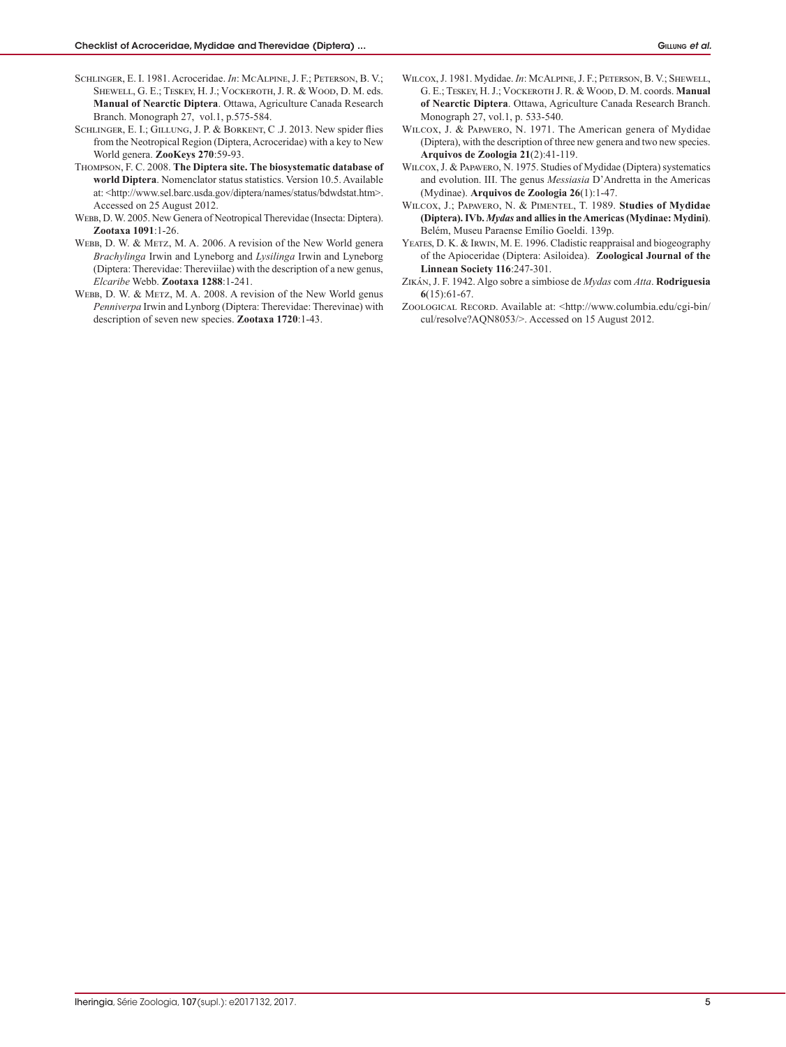Schlinger, E. I. 1981. Acroceridae. *In*: McAlpine, J. F.; Peterson, B. V.; Shewell, G. E.; Teskey, H. J.; Vockeroth, J. R. & Wood, D. M. eds. **Manual of Nearctic Diptera**. Ottawa, Agriculture Canada Research Branch. Monograph 27, vol.1, p.575-584.

Schlinger, E. I.; Gillung, J. P. & Borkent, C .J. 2013. New spider flies from the Neotropical Region (Diptera, Acroceridae) with a key to New World genera. **ZooKeys 270**:59-93.

Thompson, F. C. 2008. **The Diptera site. The biosystematic database of world Diptera**. Nomenclator status statistics. Version 10.5. Available at: <http://www.sel.barc.usda.gov/diptera/names/status/bdwdstat.htm>. Accessed on 25 August 2012.

Webb, D. W. 2005. New Genera of Neotropical Therevidae (Insecta: Diptera). **Zootaxa 1091**:1-26.

Webb, D. W. & Metz, M. A. 2006. A revision of the New World genera *Brachylinga* Irwin and Lyneborg and *Lysilinga* Irwin and Lyneborg (Diptera: Therevidae: Thereviilae) with the description of a new genus, *Elcaribe* Webb. **Zootaxa 1288**:1-241.

Webb, D. W. & Metz, M. A. 2008. A revision of the New World genus *Penniverpa* Irwin and Lynborg (Diptera: Therevidae: Therevinae) with description of seven new species. **Zootaxa 1720**:1-43.

Wilcox, J. 1981. Mydidae. *In*: McAlpine, J. F.; Peterson, B. V.; Shewell, G. E.; Teskey, H. J.; Vockeroth J. R. & Wood, D. M. coords. **Manual of Nearctic Diptera**. Ottawa, Agriculture Canada Research Branch. Monograph 27, vol.1, p. 533-540.

Wilcox, J. & Papavero, N. 1971. The American genera of Mydidae (Diptera), with the description of three new genera and two new species. **Arquivos de Zoologia 21**(2):41-119.

Wilcox, J. & Papavero, N. 1975. Studies of Mydidae (Diptera) systematics and evolution. III. The genus *Messiasia* D'Andretta in the Americas (Mydinae). **Arquivos de Zoologia 26**(1):1-47.

Wilcox, J.; Papavero, N. & Pimentel, T. 1989. **Studies of Mydidae (Diptera). IVb. *Mydas* and allies in the Americas (Mydinae: Mydini)**. Belém, Museu Paraense Emílio Goeldi. 139p.

Yeates, D. K. & Irwin, M. E. 1996. Cladistic reappraisal and biogeography of the Apioceridae (Diptera: Asiloidea). **Zoological Journal of the Linnean Society 116**:247-301.

Zikán, J. F. 1942. Algo sobre a simbiose de *Mydas* com *Atta*. **Rodriguesia 6**(15):61-67.

Zoological Record. Available at: <http://www.columbia.edu/cgi-bin/cul/resolve?AQN8053/>. Accessed on 15 August 2012.